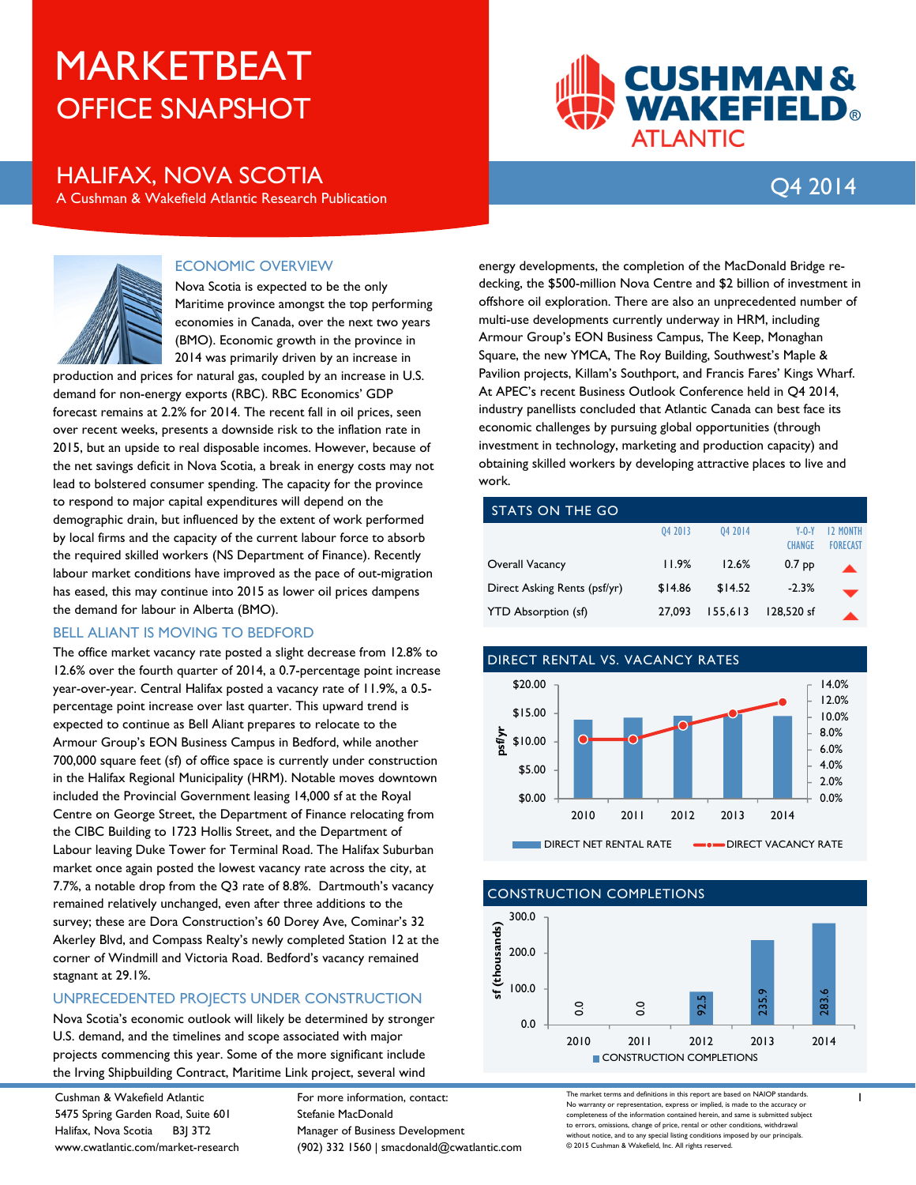# MARKETBEAT

## OFFICE SNAPSHOT

## HALIFAX, NOVA SCOTIA

A Cushman & Wakefield Atlantic Research Publication

Q4 2014

### ECONOMIC OVERVIEW

Nova Scotia is expected to be the only Maritime province amongst the top performing economies in Canada, over the next two years (BMO). Economic growth in the province in 2014 was primarily driven by an increase in production and prices for natural gas, coupled by an increase in U.S. demand for non-energy exports (RBC). RBC Economics' GDP forecast remains at 2.2% for 2014. The recent fall in oil prices, seen over recent weeks, presents a downside risk to the inflation rate in 2015, but an upside to real disposable incomes. However, because of the net savings deficit in Nova Scotia, a break in energy costs may not lead to bolstered consumer spending. The capacity for the province to respond to major capital expenditures will depend on the demographic drain, but influenced by the extent of work performed by local firms and the capacity of the current labour force to absorb the required skilled workers (NS Department of Finance). Recently labour market conditions have improved as the pace of out-migration has eased, this may continue into 2015 as lower oil prices dampens the demand for labour in Alberta (BMO).

### BELL ALIANT IS MOVING TO BEDFORD

The office market vacancy rate posted a slight decrease from 12.8% to 12.6% over the fourth quarter of 2014, a 0.7-percentage point increase year-over-year. Central Halifax posted a vacancy rate of 11.9%, a 0.5-percentage point increase over last quarter. This upward trend is expected to continue as Bell Aliant prepares to relocate to the Armour Group's EON Business Campus in Bedford, while another 700,000 square feet (sf) of office space is currently under construction in the Halifax Regional Municipality (HRM). Notable moves downtown included the Provincial Government leasing 14,000 sf at the Royal Centre on George Street, the Department of Finance relocating from the CIBC Building to 1723 Hollis Street, and the Department of Labour leaving Duke Tower for Terminal Road. The Halifax Suburban market once again posted the lowest vacancy rate across the city, at 7.7%, a notable drop from the Q3 rate of 8.8%. Dartmouth's vacancy remained relatively unchanged, even after three additions to the survey; these are Dora Construction's 60 Dorey Ave, Cominar's 32 Akerley Blvd, and Compass Realty's newly completed Station 12 at the corner of Windmill and Victoria Road. Bedford's vacancy remained stagnant at 29.1%.

### UNPRECEDENTED PROJECTS UNDER CONSTRUCTION

Nova Scotia's economic outlook will likely be determined by stronger U.S. demand, and the timelines and scope associated with major projects commencing this year. Some of the more significant include the Irving Shipbuilding Contract, Maritime Link project, several wind energy developments, the completion of the MacDonald Bridge re-decking, the $500-million Nova Centre and $2 billion of investment in offshore oil exploration. There are also an unprecedented number of multi-use developments currently underway in HRM, including Armour Group's EON Business Campus, The Keep, Monaghan Square, the new YMCA, The Roy Building, Southwest's Maple & Pavilion projects, Killam's Southport, and Francis Fares' Kings Wharf. At APEC's recent Business Outlook Conference held in Q4 2014, industry panellists concluded that Atlantic Canada can best face its economic challenges by pursuing global opportunities (through investment in technology, marketing and production capacity) and obtaining skilled workers by developing attractive places to live and work.

### STATS ON THE GO

| | Q4 2013 | Q4 2014 | Y-O-Y CHANGE | 12 MONTH FORECAST |
|---|---|---|---|---|
| Overall Vacancy | 11.9% | 12.6% | 0.7 pp | ▲ |
| Direct Asking Rents (psf/yr) | $14.86 | $14.52 | -2.3% | ▼ |
| YTD Absorption (sf) | 27,093 | 155,613 | 128,520 sf | ▲ |

### DIRECT RENTAL VS. VACANCY RATES

DIRECT NET RENTAL RATE / DIRECT VACANCY RATE (2010–2014)

### CONSTRUCTION COMPLETIONS

| Year | 2010 | 2011 | 2012 | 2013 | 2014 |
|---|---|---|---|---|---|
| Construction Completions (sf thousands) | 0.0 | 0.0 | 92.5 | 235.9 | 283.6 |

Cushman & Wakefield Atlantic
5475 Spring Garden Road, Suite 601
Halifax, Nova Scotia B3J 3T2
www.cwatlantic.com/market-research

For more information, contact:
Stefanie MacDonald
Manager of Business Development
(902) 332 1560 | smacdonald@cwatlantic.com

The market terms and definitions in this report are based on NAIOP standards. No warranty or representation, express or implied, is made to the accuracy or completeness of the information contained herein, and same is submitted subject to errors, omissions, change of price, rental or other conditions, withdrawal without notice, and to any special listing conditions imposed by our principals. © 2015 Cushman & Wakefield, Inc. All rights reserved.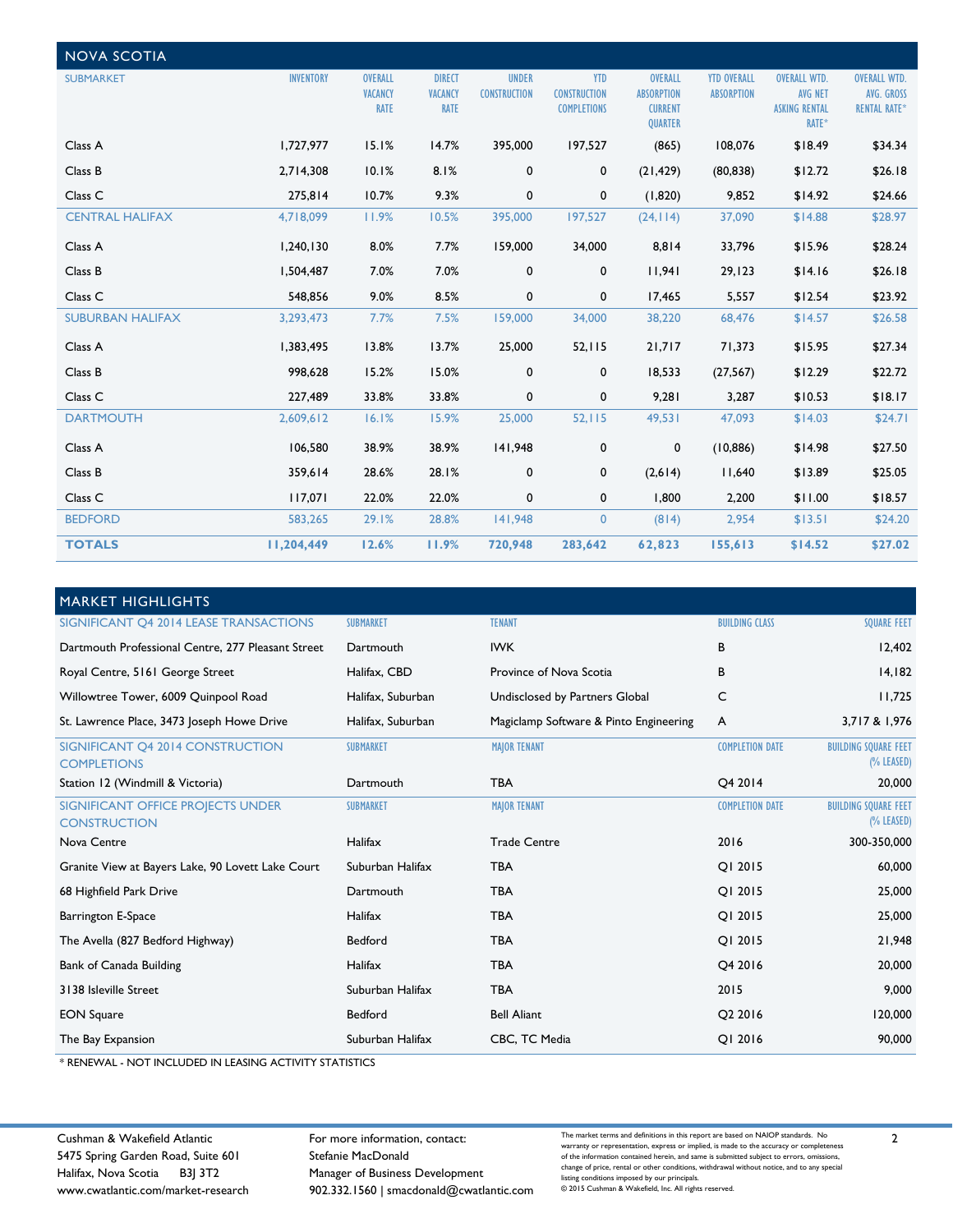## NOVA SCOTIA

| SUBMARKET | INVENTORY | OVERALL VACANCY RATE | DIRECT VACANCY RATE | UNDER CONSTRUCTION | YTD CONSTRUCTION COMPLETIONS | OVERALL ABSORPTION CURRENT QUARTER | YTD OVERALL ABSORPTION | OVERALL WTD. AVG NET ASKING RENTAL RATE* | OVERALL WTD. AVG. GROSS RENTAL RATE* |
|---|---|---|---|---|---|---|---|---|---|
| Class A | 1,727,977 | 15.1% | 14.7% | 395,000 | 197,527 | (865) | 108,076 | $18.49 | $34.34 |
| Class B | 2,714,308 | 10.1% | 8.1% | 0 | 0 | (21,429) | (80,838) | $12.72 | $26.18 |
| Class C | 275,814 | 10.7% | 9.3% | 0 | 0 | (1,820) | 9,852 | $14.92 | $24.66 |
| CENTRAL HALIFAX | 4,718,099 | 11.9% | 10.5% | 395,000 | 197,527 | (24,114) | 37,090 | $14.88 | $28.97 |
| Class A | 1,240,130 | 8.0% | 7.7% | 159,000 | 34,000 | 8,814 | 33,796 | $15.96 | $28.24 |
| Class B | 1,504,487 | 7.0% | 7.0% | 0 | 0 | 11,941 | 29,123 | $14.16 | $26.18 |
| Class C | 548,856 | 9.0% | 8.5% | 0 | 0 | 17,465 | 5,557 | $12.54 | $23.92 |
| SUBURBAN HALIFAX | 3,293,473 | 7.7% | 7.5% | 159,000 | 34,000 | 38,220 | 68,476 | $14.57 | $26.58 |
| Class A | 1,383,495 | 13.8% | 13.7% | 25,000 | 52,115 | 21,717 | 71,373 | $15.95 | $27.34 |
| Class B | 998,628 | 15.2% | 15.0% | 0 | 0 | 18,533 | (27,567) | $12.29 | $22.72 |
| Class C | 227,489 | 33.8% | 33.8% | 0 | 0 | 9,281 | 3,287 | $10.53 | $18.17 |
| DARTMOUTH | 2,609,612 | 16.1% | 15.9% | 25,000 | 52,115 | 49,531 | 47,093 | $14.03 | $24.71 |
| Class A | 106,580 | 38.9% | 38.9% | 141,948 | 0 | 0 | (10,886) | $14.98 | $27.50 |
| Class B | 359,614 | 28.6% | 28.1% | 0 | 0 | (2,614) | 11,640 | $13.89 | $25.05 |
| Class C | 117,071 | 22.0% | 22.0% | 0 | 0 | 1,800 | 2,200 | $11.00 | $18.57 |
| BEDFORD | 583,265 | 29.1% | 28.8% | 141,948 | 0 | (814) | 2,954 | $13.51 | $24.20 |
| **TOTALS** | **11,204,449** | **12.6%** | **11.9%** | **720,948** | **283,642** | **62,823** | **155,613** | **$14.52** | **$27.02** |

## MARKET HIGHLIGHTS

| SIGNIFICANT Q4 2014 LEASE TRANSACTIONS | SUBMARKET | TENANT | BUILDING CLASS | SQUARE FEET |
|---|---|---|---|---|
| Dartmouth Professional Centre, 277 Pleasant Street | Dartmouth | IWK | B | 12,402 |
| Royal Centre, 5161 George Street | Halifax, CBD | Province of Nova Scotia | B | 14,182 |
| Willowtree Tower, 6009 Quinpool Road | Halifax, Suburban | Undisclosed by Partners Global | C | 11,725 |
| St. Lawrence Place, 3473 Joseph Howe Drive | Halifax, Suburban | Magiclamp Software & Pinto Engineering | A | 3,717 & 1,976 |

| SIGNIFICANT Q4 2014 CONSTRUCTION COMPLETIONS | SUBMARKET | MAJOR TENANT | COMPLETION DATE | BUILDING SQUARE FEET (% LEASED) |
|---|---|---|---|---|
| Station 12 (Windmill & Victoria) | Dartmouth | TBA | Q4 2014 | 20,000 |

| SIGNIFICANT OFFICE PROJECTS UNDER CONSTRUCTION | SUBMARKET | MAJOR TENANT | COMPLETION DATE | BUILDING SQUARE FEET (% LEASED) |
|---|---|---|---|---|
| Nova Centre | Halifax | Trade Centre | 2016 | 300-350,000 |
| Granite View at Bayers Lake, 90 Lovett Lake Court | Suburban Halifax | TBA | Q1 2015 | 60,000 |
| 68 Highfield Park Drive | Dartmouth | TBA | Q1 2015 | 25,000 |
| Barrington E-Space | Halifax | TBA | Q1 2015 | 25,000 |
| The Avella (827 Bedford Highway) | Bedford | TBA | Q1 2015 | 21,948 |
| Bank of Canada Building | Halifax | TBA | Q4 2016 | 20,000 |
| 3138 Isleville Street | Suburban Halifax | TBA | 2015 | 9,000 |
| EON Square | Bedford | Bell Aliant | Q2 2016 | 120,000 |
| The Bay Expansion | Suburban Halifax | CBC, TC Media | Q1 2016 | 90,000 |

\* RENEWAL - NOT INCLUDED IN LEASING ACTIVITY STATISTICS

Cushman & Wakefield Atlantic
5475 Spring Garden Road, Suite 601
Halifax, Nova Scotia B3J 3T2
www.cwatlantic.com/market-research

For more information, contact:
Stefanie MacDonald
Manager of Business Development
902.332.1560 | smacdonald@cwatlantic.com

The market terms and definitions in this report are based on NAIOP standards. No warranty or representation, express or implied, is made to the accuracy or completeness of the information contained herein, and same is submitted subject to errors, omissions, change of price, rental or other conditions, withdrawal without notice, and to any special listing conditions imposed by our principals.
© 2015 Cushman & Wakefield, Inc. All rights reserved.